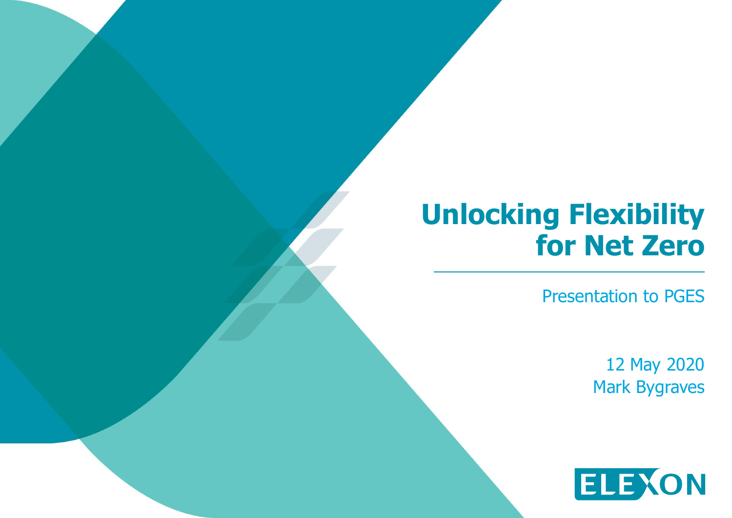# Unlocking Flexibility for Net Zero

Presentation to PGES

12 May 2020

Mark Bygraves

ELEXON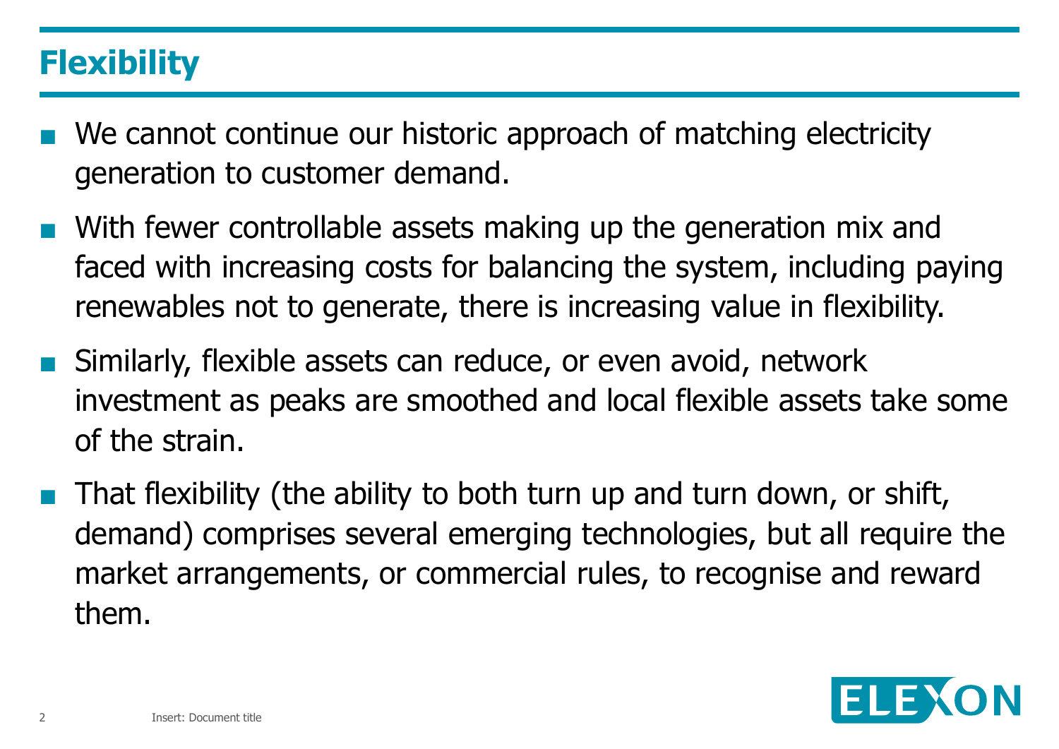# Flexibility

- We cannot continue our historic approach of matching electricity generation to customer demand.
- With fewer controllable assets making up the generation mix and faced with increasing costs for balancing the system, including paying renewables not to generate, there is increasing value in flexibility.
- Similarly, flexible assets can reduce, or even avoid, network investment as peaks are smoothed and local flexible assets take some of the strain.
- That flexibility (the ability to both turn up and turn down, or shift, demand) comprises several emerging technologies, but all require the market arrangements, or commercial rules, to recognise and reward them.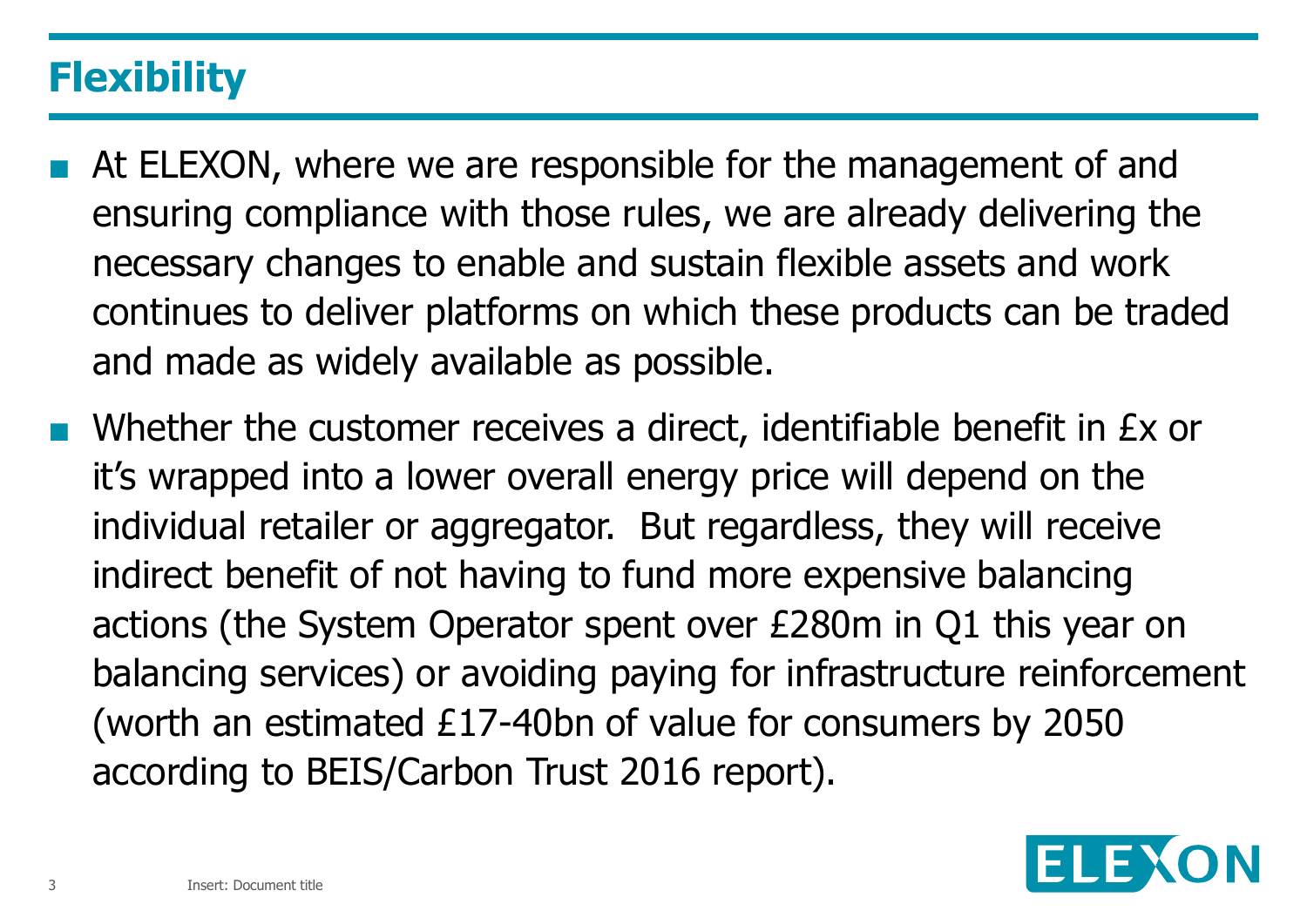## Flexibility

- At ELEXON, where we are responsible for the management of and ensuring compliance with those rules, we are already delivering the necessary changes to enable and sustain flexible assets and work continues to deliver platforms on which these products can be traded and made as widely available as possible.
- Whether the customer receives a direct, identifiable benefit in £x or it's wrapped into a lower overall energy price will depend on the individual retailer or aggregator. But regardless, they will receive indirect benefit of not having to fund more expensive balancing actions (the System Operator spent over £280m in Q1 this year on balancing services) or avoiding paying for infrastructure reinforcement (worth an estimated £17-40bn of value for consumers by 2050 according to BEIS/Carbon Trust 2016 report).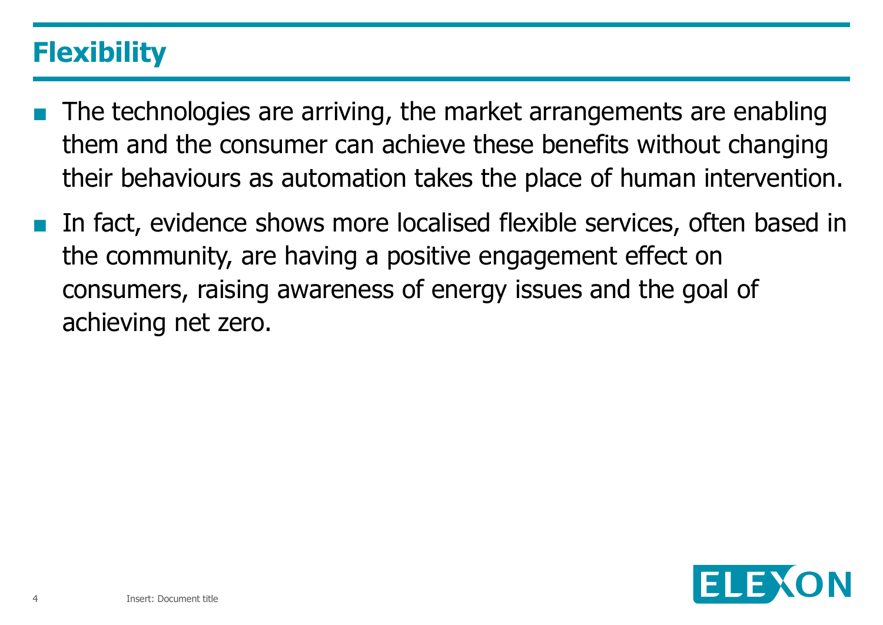# Flexibility

- The technologies are arriving, the market arrangements are enabling them and the consumer can achieve these benefits without changing their behaviours as automation takes the place of human intervention.
- In fact, evidence shows more localised flexible services, often based in the community, are having a positive engagement effect on consumers, raising awareness of energy issues and the goal of achieving net zero.